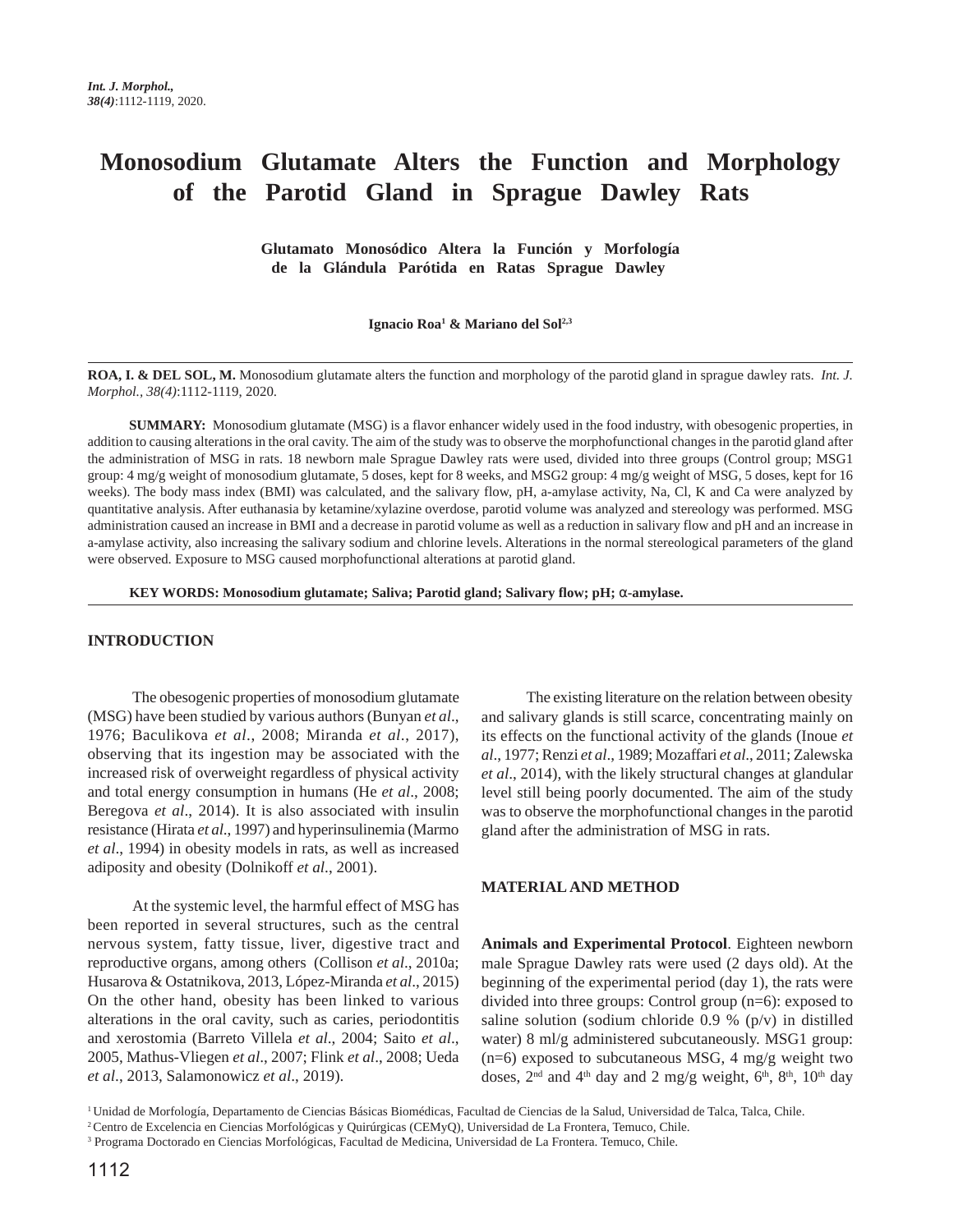# Monosodium Glutamate Alters the Function and Morphology of the Parotid Gland in Sprague Dawley Rats

**Glutamato Monosódico Altera la Función y Morfología de la Glándula Parótida en Ratas Sprague Dawley**

**Ignacio Roa[1] & Mariano del Sol[2,3]**

**ROA, I. & DEL SOL, M.** Monosodium glutamate alters the function and morphology of the parotid gland in sprague dawley rats. *Int. J. Morphol., 38(4)*:1112-1119, 2020.

**SUMMARY:** Monosodium glutamate (MSG) is a flavor enhancer widely used in the food industry, with obesogenic properties, in addition to causing alterations in the oral cavity. The aim of the study was to observe the morphofunctional changes in the parotid gland after the administration of MSG in rats. 18 newborn male Sprague Dawley rats were used, divided into three groups (Control group; MSG1 group: 4 mg/g weight of monosodium glutamate, 5 doses, kept for 8 weeks, and MSG2 group: 4 mg/g weight of MSG, 5 doses, kept for 16 weeks). The body mass index (BMI) was calculated, and the salivary flow, pH, a-amylase activity, Na, Cl, K and Ca were analyzed by quantitative analysis. After euthanasia by ketamine/xylazine overdose, parotid volume was analyzed and stereology was performed. MSG administration caused an increase in BMI and a decrease in parotid volume as well as a reduction in salivary flow and pH and an increase in a-amylase activity, also increasing the salivary sodium and chlorine levels. Alterations in the normal stereological parameters of the gland were observed. Exposure to MSG caused morphofunctional alterations at parotid gland.

**KEY WORDS: Monosodium glutamate; Saliva; Parotid gland; Salivary flow; pH; α-amylase.**

## INTRODUCTION

The obesogenic properties of monosodium glutamate (MSG) have been studied by various authors (Bunyan *et al*., 1976; Baculikova *et al*., 2008; Miranda *et al*., 2017), observing that its ingestion may be associated with the increased risk of overweight regardless of physical activity and total energy consumption in humans (He *et al*., 2008; Beregova *et al*., 2014). It is also associated with insulin resistance (Hirata *et al*., 1997) and hyperinsulinemia (Marmo *et al*., 1994) in obesity models in rats, as well as increased adiposity and obesity (Dolnikoff *et al*., 2001).

At the systemic level, the harmful effect of MSG has been reported in several structures, such as the central nervous system, fatty tissue, liver, digestive tract and reproductive organs, among others (Collison *et al*., 2010a; Husarova & Ostatnikova, 2013, López-Miranda *et al*., 2015) On the other hand, obesity has been linked to various alterations in the oral cavity, such as caries, periodontitis and xerostomia (Barreto Villela *et al*., 2004; Saito *et al*., 2005, Mathus-Vliegen *et al*., 2007; Flink *et al*., 2008; Ueda *et al*., 2013, Salamonowicz *et al*., 2019).

The existing literature on the relation between obesity and salivary glands is still scarce, concentrating mainly on its effects on the functional activity of the glands (Inoue *et al*., 1977; Renzi *et al*., 1989; Mozaffari *et al*., 2011; Zalewska *et al*., 2014), with the likely structural changes at glandular level still being poorly documented. The aim of the study was to observe the morphofunctional changes in the parotid gland after the administration of MSG in rats.

## MATERIAL AND METHOD

**Animals and Experimental Protocol**. Eighteen newborn male Sprague Dawley rats were used (2 days old). At the beginning of the experimental period (day 1), the rats were divided into three groups: Control group (n=6): exposed to saline solution (sodium chloride 0.9 % (p/v) in distilled water) 8 ml/g administered subcutaneously. MSG1 group: (n=6) exposed to subcutaneous MSG, 4 mg/g weight two doses, 2[nd] and 4[th] day and 2 mg/g weight, 6[th], 8[th], 10[th] day

[1] Unidad de Morfología, Departamento de Ciencias Básicas Biomédicas, Facultad de Ciencias de la Salud, Universidad de Talca, Talca, Chile.
[2] Centro de Excelencia en Ciencias Morfológicas y Quirúrgicas (CEMyQ), Universidad de La Frontera, Temuco, Chile.
[3] Programa Doctorado en Ciencias Morfológicas, Facultad de Medicina, Universidad de La Frontera. Temuco, Chile.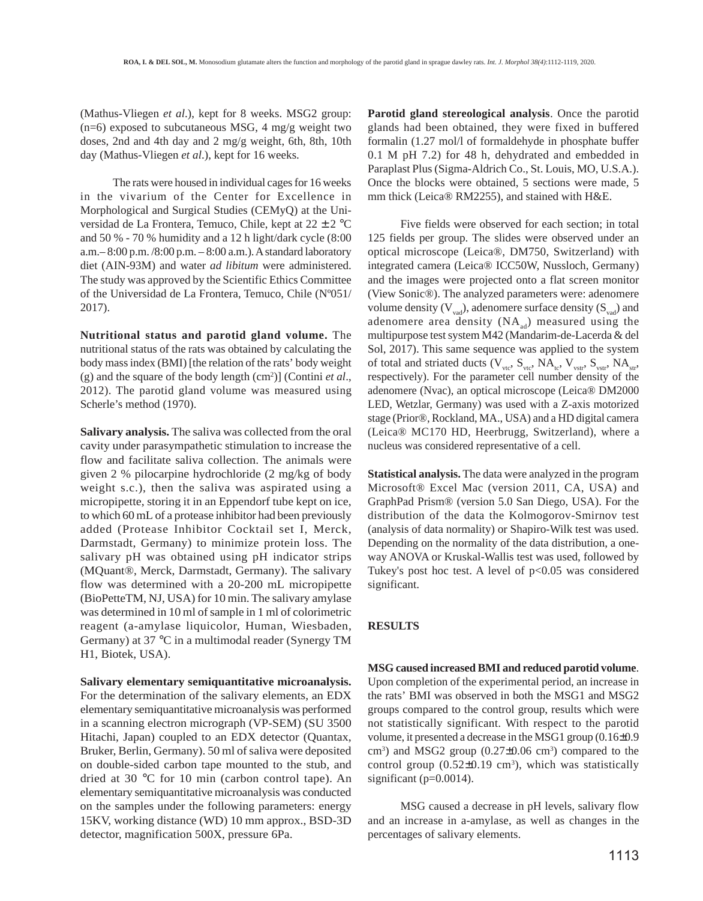(Mathus-Vliegen *et al*.), kept for 8 weeks. MSG2 group: (n=6) exposed to subcutaneous MSG, 4 mg/g weight two doses, 2nd and 4th day and 2 mg/g weight, 6th, 8th, 10th day (Mathus-Vliegen *et al*.), kept for 16 weeks.

The rats were housed in individual cages for 16 weeks in the vivarium of the Center for Excellence in Morphological and Surgical Studies (CEMyQ) at the Universidad de La Frontera, Temuco, Chile, kept at 22 ± 2 °C and 50 % - 70 % humidity and a 12 h light/dark cycle (8:00 a.m.– 8:00 p.m. /8:00 p.m. – 8:00 a.m.). A standard laboratory diet (AIN-93M) and water *ad libitum* were administered. The study was approved by the Scientific Ethics Committee of the Universidad de La Frontera, Temuco, Chile (Nº051/2017).

**Nutritional status and parotid gland volume.** The nutritional status of the rats was obtained by calculating the body mass index (BMI) [the relation of the rats' body weight (g) and the square of the body length ($cm^2$)] (Contini *et al*., 2012). The parotid gland volume was measured using Scherle's method (1970).

**Salivary analysis.** The saliva was collected from the oral cavity under parasympathetic stimulation to increase the flow and facilitate saliva collection. The animals were given 2 % pilocarpine hydrochloride (2 mg/kg of body weight s.c.), then the saliva was aspirated using a micropipette, storing it in an Eppendorf tube kept on ice, to which 60 mL of a protease inhibitor had been previously added (Protease Inhibitor Cocktail set I, Merck, Darmstadt, Germany) to minimize protein loss. The salivary pH was obtained using pH indicator strips (MQuant®, Merck, Darmstadt, Germany). The salivary flow was determined with a 20-200 mL micropipette (BioPetteTM, NJ, USA) for 10 min. The salivary amylase was determined in 10 ml of sample in 1 ml of colorimetric reagent (a-amylase liquicolor, Human, Wiesbaden, Germany) at 37 °C in a multimodal reader (Synergy TM H1, Biotek, USA).

**Salivary elementary semiquantitative microanalysis.** For the determination of the salivary elements, an EDX elementary semiquantitative microanalysis was performed in a scanning electron micrograph (VP-SEM) (SU 3500 Hitachi, Japan) coupled to an EDX detector (Quantax, Bruker, Berlin, Germany). 50 ml of saliva were deposited on double-sided carbon tape mounted to the stub, and dried at 30 °C for 10 min (carbon control tape). An elementary semiquantitative microanalysis was conducted on the samples under the following parameters: energy 15KV, working distance (WD) 10 mm approx., BSD-3D detector, magnification 500X, pressure 6Pa.

**Parotid gland stereological analysis**. Once the parotid glands had been obtained, they were fixed in buffered formalin (1.27 mol/l of formaldehyde in phosphate buffer 0.1 M pH 7.2) for 48 h, dehydrated and embedded in Paraplast Plus (Sigma-Aldrich Co., St. Louis, MO, U.S.A.). Once the blocks were obtained, 5 sections were made, 5 mm thick (Leica® RM2255), and stained with H&E.

Five fields were observed for each section; in total 125 fields per group. The slides were observed under an optical microscope (Leica®, DM750, Switzerland) with integrated camera (Leica® ICC50W, Nussloch, Germany) and the images were projected onto a flat screen monitor (View Sonic®). The analyzed parameters were: adenomere volume density ($V_{vad}$), adenomere surface density ($S_{vad}$) and adenomere area density ($NA_{ad}$) measured using the multipurpose test system M42 (Mandarim-de-Lacerda & del Sol, 2017). This same sequence was applied to the system of total and striated ducts ($V_{vtc}$, $S_{vtc}$, $NA_{tc}$, $V_{vstr}$, $S_{vstr}$, $NA_{str}$, respectively). For the parameter cell number density of the adenomere (Nvac), an optical microscope (Leica® DM2000 LED, Wetzlar, Germany) was used with a Z-axis motorized stage (Prior®, Rockland, MA., USA) and a HD digital camera (Leica® MC170 HD, Heerbrugg, Switzerland), where a nucleus was considered representative of a cell.

**Statistical analysis.** The data were analyzed in the program Microsoft® Excel Mac (version 2011, CA, USA) and GraphPad Prism® (version 5.0 San Diego, USA). For the distribution of the data the Kolmogorov-Smirnov test (analysis of data normality) or Shapiro-Wilk test was used. Depending on the normality of the data distribution, a one-way ANOVA or Kruskal-Wallis test was used, followed by Tukey's post hoc test. A level of $p<0.05$ was considered significant.

## RESULTS

**MSG caused increased BMI and reduced parotid volume**. Upon completion of the experimental period, an increase in the rats' BMI was observed in both the MSG1 and MSG2 groups compared to the control group, results which were not statistically significant. With respect to the parotid volume, it presented a decrease in the MSG1 group (0.16±0.9 $cm^3$) and MSG2 group (0.27±0.06 $cm^3$) compared to the control group (0.52±0.19 $cm^3$), which was statistically significant ($p=0.0014$).

MSG caused a decrease in pH levels, salivary flow and an increase in a-amylase, as well as changes in the percentages of salivary elements.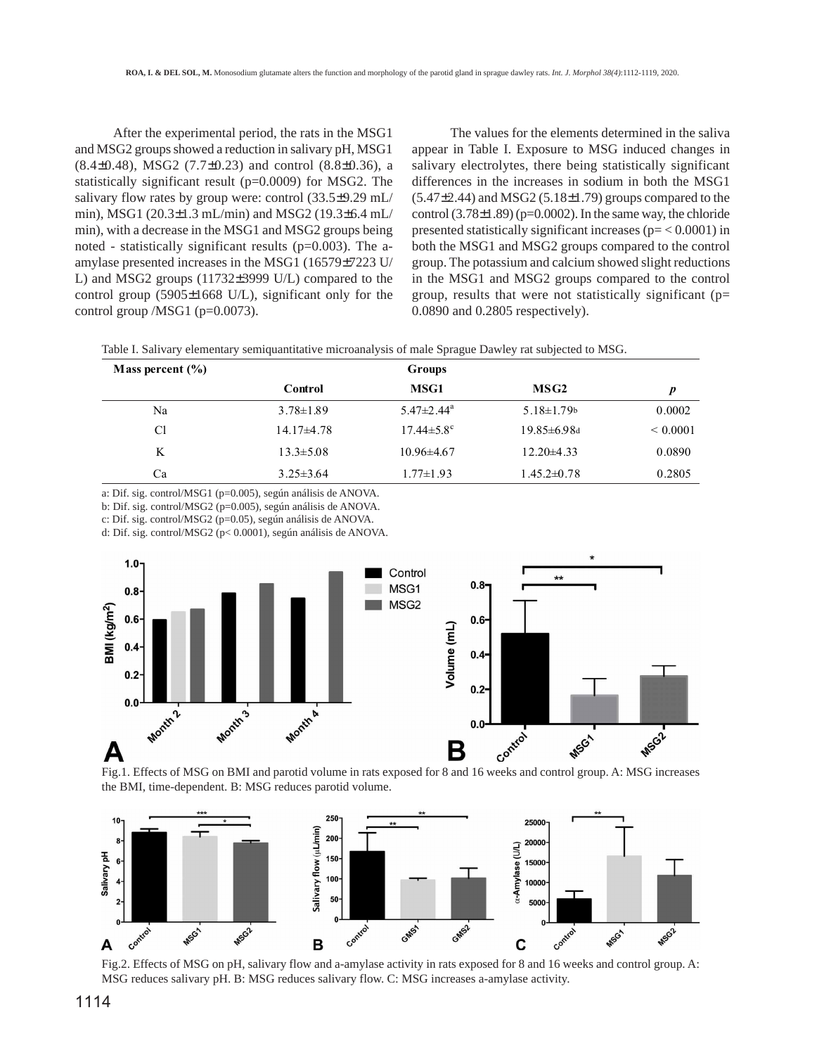After the experimental period, the rats in the MSG1 and MSG2 groups showed a reduction in salivary pH, MSG1 (8.4±0.48), MSG2 (7.7±0.23) and control (8.8±0.36), a statistically significant result (p=0.0009) for MSG2. The salivary flow rates by group were: control (33.5±9.29 mL/min), MSG1 (20.3±1.3 mL/min) and MSG2 (19.3±6.4 mL/min), with a decrease in the MSG1 and MSG2 groups being noted - statistically significant results (p=0.003). The a-amylase presented increases in the MSG1 (16579±7223 U/L) and MSG2 groups (11732±3999 U/L) compared to the control group (5905±1668 U/L), significant only for the control group /MSG1 (p=0.0073).

The values for the elements determined in the saliva appear in Table I. Exposure to MSG induced changes in salivary electrolytes, there being statistically significant differences in the increases in sodium in both the MSG1 (5.47±2.44) and MSG2 (5.18±1.79) groups compared to the control (3.78±1.89) (p=0.0002). In the same way, the chloride presented statistically significant increases (p= < 0.0001) in both the MSG1 and MSG2 groups compared to the control group. The potassium and calcium showed slight reductions in the MSG1 and MSG2 groups compared to the control group, results that were not statistically significant (p= 0.0890 and 0.2805 respectively).

Table I. Salivary elementary semiquantitative microanalysis of male Sprague Dawley rat subjected to MSG.

| Mass percent (%) | Groups | | | |
|---|---|---|---|---|
| | Control | MSG1 | MSG2 | *p* |
| Na | 3.78±1.89 | 5.47±2.44[a] | 5.18±1.79[b] | 0.0002 |
| Cl | 14.17±4.78 | 17.44±5.8[c] | 19.85±6.98[d] | < 0.0001 |
| K | 13.3±5.08 | 10.96±4.67 | 12.20±4.33 | 0.0890 |
| Ca | 3.25±3.64 | 1.77±1.93 | 1.45.2±0.78 | 0.2805 |

a: Dif. sig. control/MSG1 (p=0.005), según análisis de ANOVA.
b: Dif. sig. control/MSG2 (p=0.005), según análisis de ANOVA.
c: Dif. sig. control/MSG2 (p=0.05), según análisis de ANOVA.
d: Dif. sig. control/MSG2 (p< 0.0001), según análisis de ANOVA.

Fig.1. Effects of MSG on BMI and parotid volume in rats exposed for 8 and 16 weeks and control group. A: MSG increases the BMI, time-dependent. B: MSG reduces parotid volume.

Fig.2. Effects of MSG on pH, salivary flow and a-amylase activity in rats exposed for 8 and 16 weeks and control group. A: MSG reduces salivary pH. B: MSG reduces salivary flow. C: MSG increases a-amylase activity.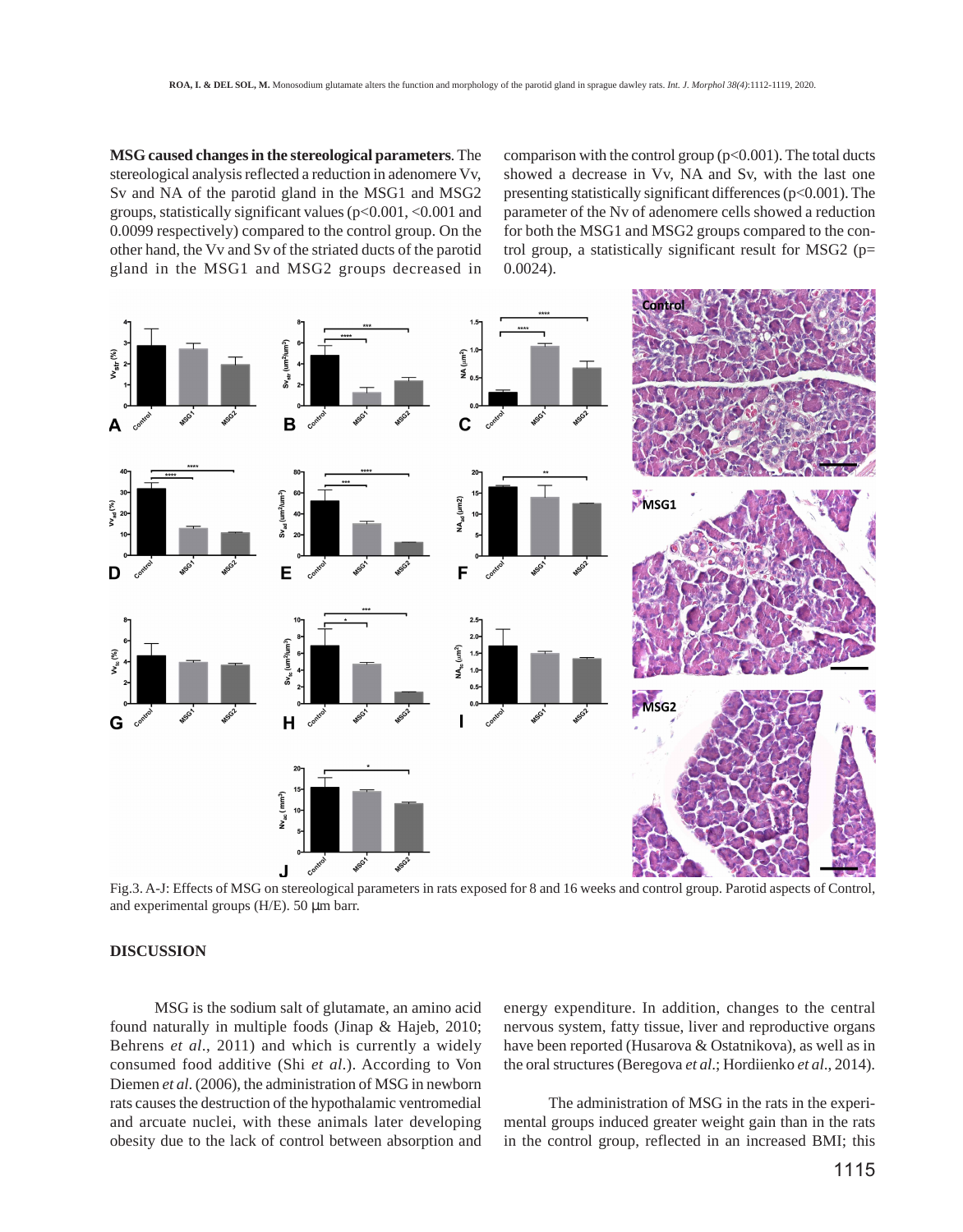**MSG caused changes in the stereological parameters**. The stereological analysis reflected a reduction in adenomere Vv, Sv and NA of the parotid gland in the MSG1 and MSG2 groups, statistically significant values (p<0.001, <0.001 and 0.0099 respectively) compared to the control group. On the other hand, the Vv and Sv of the striated ducts of the parotid gland in the MSG1 and MSG2 groups decreased in comparison with the control group (p<0.001). The total ducts showed a decrease in Vv, NA and Sv, with the last one presenting statistically significant differences (p<0.001). The parameter of the Nv of adenomere cells showed a reduction for both the MSG1 and MSG2 groups compared to the control group, a statistically significant result for MSG2 (p= 0.0024).

Fig.3. A-J: Effects of MSG on stereological parameters in rats exposed for 8 and 16 weeks and control group. Parotid aspects of Control, and experimental groups (H/E). 50 µm barr.

## DISCUSSION

MSG is the sodium salt of glutamate, an amino acid found naturally in multiple foods (Jinap & Hajeb, 2010; Behrens *et al*., 2011) and which is currently a widely consumed food additive (Shi *et al*.). According to Von Diemen *et al*. (2006), the administration of MSG in newborn rats causes the destruction of the hypothalamic ventromedial and arcuate nuclei, with these animals later developing obesity due to the lack of control between absorption and energy expenditure. In addition, changes to the central nervous system, fatty tissue, liver and reproductive organs have been reported (Husarova & Ostatnikova), as well as in the oral structures (Beregova *et al*.; Hordiienko *et al*., 2014).

The administration of MSG in the rats in the experimental groups induced greater weight gain than in the rats in the control group, reflected in an increased BMI; this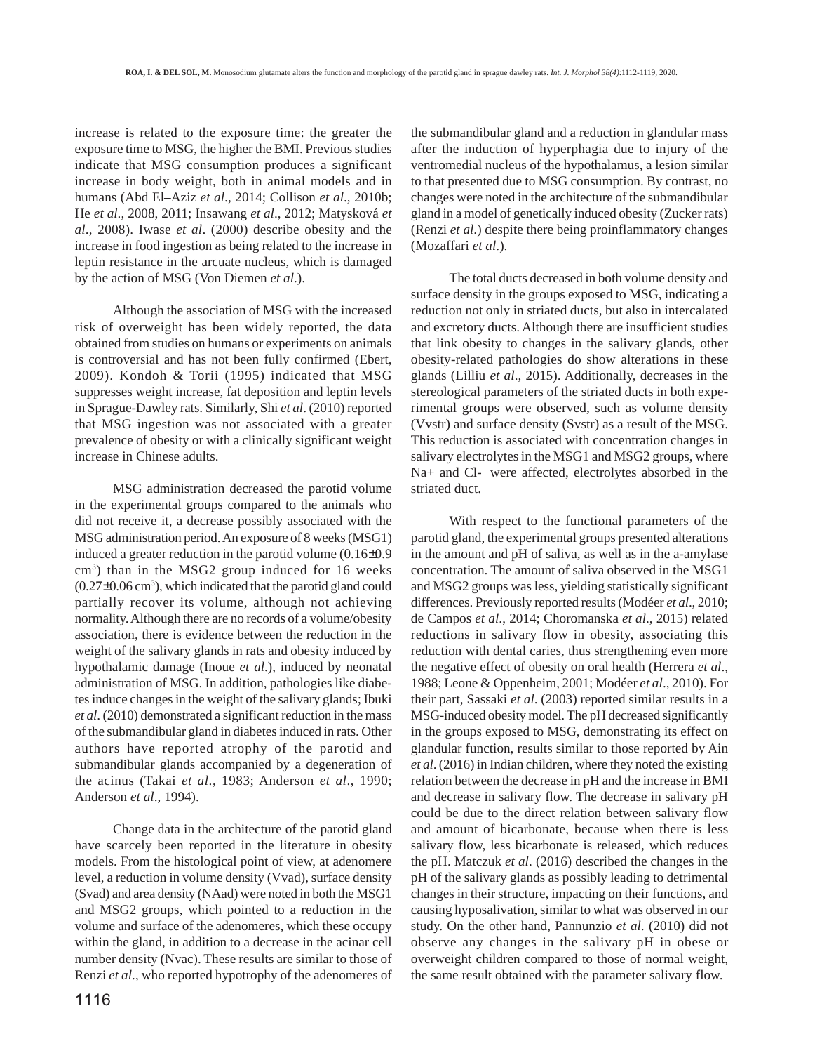increase is related to the exposure time: the greater the exposure time to MSG, the higher the BMI. Previous studies indicate that MSG consumption produces a significant increase in body weight, both in animal models and in humans (Abd El–Aziz *et al*., 2014; Collison *et al*., 2010b; He *et al*., 2008, 2011; Insawang *et al*., 2012; Matysková *et al*., 2008). Iwase *et al*. (2000) describe obesity and the increase in food ingestion as being related to the increase in leptin resistance in the arcuate nucleus, which is damaged by the action of MSG (Von Diemen *et al*.).

Although the association of MSG with the increased risk of overweight has been widely reported, the data obtained from studies on humans or experiments on animals is controversial and has not been fully confirmed (Ebert, 2009). Kondoh & Torii (1995) indicated that MSG suppresses weight increase, fat deposition and leptin levels in Sprague-Dawley rats. Similarly, Shi *et al*. (2010) reported that MSG ingestion was not associated with a greater prevalence of obesity or with a clinically significant weight increase in Chinese adults.

MSG administration decreased the parotid volume in the experimental groups compared to the animals who did not receive it, a decrease possibly associated with the MSG administration period. An exposure of 8 weeks (MSG1) induced a greater reduction in the parotid volume (0.16±0.9 $cm^3$) than in the MSG2 group induced for 16 weeks (0.27±0.06 $cm^3$), which indicated that the parotid gland could partially recover its volume, although not achieving normality. Although there are no records of a volume/obesity association, there is evidence between the reduction in the weight of the salivary glands in rats and obesity induced by hypothalamic damage (Inoue *et al*.), induced by neonatal administration of MSG. In addition, pathologies like diabetes induce changes in the weight of the salivary glands; Ibuki *et al*. (2010) demonstrated a significant reduction in the mass of the submandibular gland in diabetes induced in rats. Other authors have reported atrophy of the parotid and submandibular glands accompanied by a degeneration of the acinus (Takai *et al*., 1983; Anderson *et al*., 1990; Anderson *et al*., 1994).

Change data in the architecture of the parotid gland have scarcely been reported in the literature in obesity models. From the histological point of view, at adenomere level, a reduction in volume density (Vvad), surface density (Svad) and area density (NAad) were noted in both the MSG1 and MSG2 groups, which pointed to a reduction in the volume and surface of the adenomeres, which these occupy within the gland, in addition to a decrease in the acinar cell number density (Nvac). These results are similar to those of Renzi *et al*., who reported hypotrophy of the adenomeres of the submandibular gland and a reduction in glandular mass after the induction of hyperphagia due to injury of the ventromedial nucleus of the hypothalamus, a lesion similar to that presented due to MSG consumption. By contrast, no changes were noted in the architecture of the submandibular gland in a model of genetically induced obesity (Zucker rats) (Renzi *et al*.) despite there being proinflammatory changes (Mozaffari *et al*.).

The total ducts decreased in both volume density and surface density in the groups exposed to MSG, indicating a reduction not only in striated ducts, but also in intercalated and excretory ducts. Although there are insufficient studies that link obesity to changes in the salivary glands, other obesity-related pathologies do show alterations in these glands (Lilliu *et al*., 2015). Additionally, decreases in the stereological parameters of the striated ducts in both experimental groups were observed, such as volume density (Vvstr) and surface density (Svstr) as a result of the MSG. This reduction is associated with concentration changes in salivary electrolytes in the MSG1 and MSG2 groups, where $Na^+$ and $Cl^-$ were affected, electrolytes absorbed in the striated duct.

With respect to the functional parameters of the parotid gland, the experimental groups presented alterations in the amount and pH of saliva, as well as in the a-amylase concentration. The amount of saliva observed in the MSG1 and MSG2 groups was less, yielding statistically significant differences. Previously reported results (Modéer *et al*., 2010; de Campos *et al*., 2014; Choromanska *et al*., 2015) related reductions in salivary flow in obesity, associating this reduction with dental caries, thus strengthening even more the negative effect of obesity on oral health (Herrera *et al*., 1988; Leone & Oppenheim, 2001; Modéer *et al*., 2010). For their part, Sassaki *et al*. (2003) reported similar results in a MSG-induced obesity model. The pH decreased significantly in the groups exposed to MSG, demonstrating its effect on glandular function, results similar to those reported by Ain *et al*. (2016) in Indian children, where they noted the existing relation between the decrease in pH and the increase in BMI and decrease in salivary flow. The decrease in salivary pH could be due to the direct relation between salivary flow and amount of bicarbonate, because when there is less salivary flow, less bicarbonate is released, which reduces the pH. Matczuk *et al*. (2016) described the changes in the pH of the salivary glands as possibly leading to detrimental changes in their structure, impacting on their functions, and causing hyposalivation, similar to what was observed in our study. On the other hand, Pannunzio *et al*. (2010) did not observe any changes in the salivary pH in obese or overweight children compared to those of normal weight, the same result obtained with the parameter salivary flow.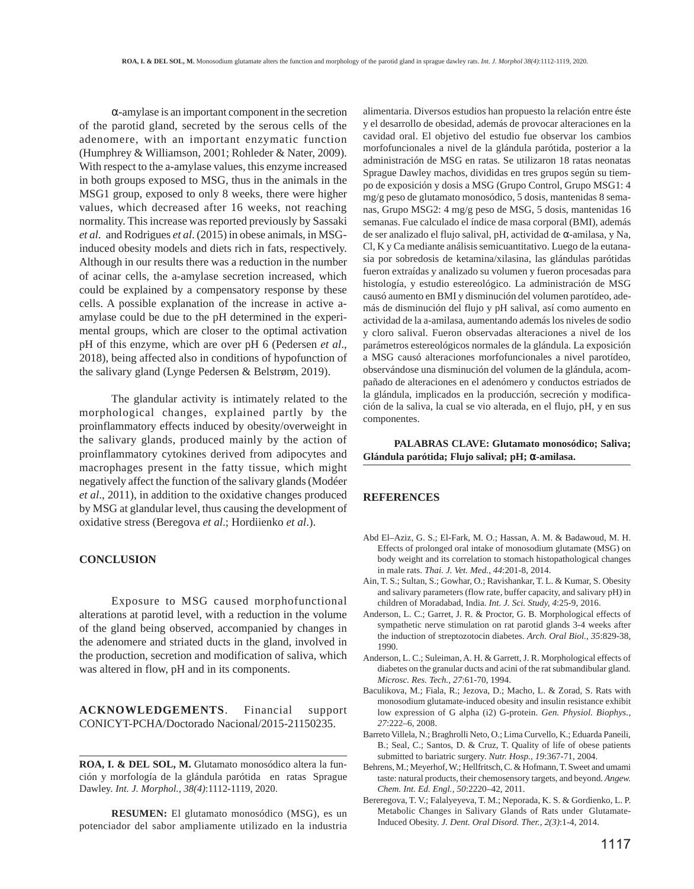α-amylase is an important component in the secretion of the parotid gland, secreted by the serous cells of the adenomere, with an important enzymatic function (Humphrey & Williamson, 2001; Rohleder & Nater, 2009). With respect to the a-amylase values, this enzyme increased in both groups exposed to MSG, thus in the animals in the MSG1 group, exposed to only 8 weeks, there were higher values, which decreased after 16 weeks, not reaching normality. This increase was reported previously by Sassaki *et al.* and Rodrigues *et al.* (2015) in obese animals, in MSG-induced obesity models and diets rich in fats, respectively. Although in our results there was a reduction in the number of acinar cells, the a-amylase secretion increased, which could be explained by a compensatory response by these cells. A possible explanation of the increase in active a-amylase could be due to the pH determined in the experimental groups, which are closer to the optimal activation pH of this enzyme, which are over pH 6 (Pedersen *et al.*, 2018), being affected also in conditions of hypofunction of the salivary gland (Lynge Pedersen & Belstrøm, 2019).

The glandular activity is intimately related to the morphological changes, explained partly by the proinflammatory effects induced by obesity/overweight in the salivary glands, produced mainly by the action of proinflammatory cytokines derived from adipocytes and macrophages present in the fatty tissue, which might negatively affect the function of the salivary glands (Modéer *et al.*, 2011), in addition to the oxidative changes produced by MSG at glandular level, thus causing the development of oxidative stress (Beregova *et al.*; Hordiienko *et al.*).

## CONCLUSION

Exposure to MSG caused morphofunctional alterations at parotid level, with a reduction in the volume of the gland being observed, accompanied by changes in the adenomere and striated ducts in the gland, involved in the production, secretion and modification of saliva, which was altered in flow, pH and in its components.

**ACKNOWLEDGEMENTS**. Financial support CONICYT-PCHA/Doctorado Nacional/2015-21150235.

---

**ROA, I. & DEL SOL, M.** Glutamato monosódico altera la función y morfología de la glándula parótida en ratas Sprague Dawley. *Int. J. Morphol., 38(4)*:1112-1119, 2020.

**RESUMEN:** El glutamato monosódico (MSG), es un potenciador del sabor ampliamente utilizado en la industria alimentaria. Diversos estudios han propuesto la relación entre éste y el desarrollo de obesidad, además de provocar alteraciones en la cavidad oral. El objetivo del estudio fue observar los cambios morfofuncionales a nivel de la glándula parótida, posterior a la administración de MSG en ratas. Se utilizaron 18 ratas neonatas Sprague Dawley machos, divididas en tres grupos según su tiempo de exposición y dosis a MSG (Grupo Control, Grupo MSG1: 4 mg/g peso de glutamato monosódico, 5 dosis, mantenidas 8 semanas, Grupo MSG2: 4 mg/g peso de MSG, 5 dosis, mantenidas 16 semanas. Fue calculado el índice de masa corporal (BMI), además de ser analizado el flujo salival, pH, actividad de α-amilasa, y Na, Cl, K y Ca mediante análisis semicuantitativo. Luego de la eutanasia por sobredosis de ketamina/xilasina, las glándulas parótidas fueron extraídas y analizado su volumen y fueron procesadas para histología, y estudio estereológico. La administración de MSG causó aumento en BMI y disminución del volumen parotídeo, además de disminución del flujo y pH salival, así como aumento en actividad de la a-amilasa, aumentando además los niveles de sodio y cloro salival. Fueron observadas alteraciones a nivel de los parámetros estereológicos normales de la glándula. La exposición a MSG causó alteraciones morfofuncionales a nivel parotídeo, observándose una disminución del volumen de la glándula, acompañado de alteraciones en el adenómero y conductos estriados de la glándula, implicados en la producción, secreción y modificación de la saliva, la cual se vio alterada, en el flujo, pH, y en sus componentes.

**PALABRAS CLAVE: Glutamato monosódico; Saliva; Glándula parótida; Flujo salival; pH; α-amilasa.**

---

## REFERENCES

Abd El–Aziz, G. S.; El-Fark, M. O.; Hassan, A. M. & Badawoud, M. H. Effects of prolonged oral intake of monosodium glutamate (MSG) on body weight and its correlation to stomach histopathological changes in male rats. *Thai. J. Vet. Med., 44*:201-8, 2014.

Ain, T. S.; Sultan, S.; Gowhar, O.; Ravishankar, T. L. & Kumar, S. Obesity and salivary parameters (flow rate, buffer capacity, and salivary pH) in children of Moradabad, India. *Int. J. Sci. Study, 4*:25-9, 2016.

Anderson, L. C.; Garret, J. R. & Proctor, G. B. Morphological effects of sympathetic nerve stimulation on rat parotid glands 3-4 weeks after the induction of streptozotocin diabetes. *Arch. Oral Biol., 35*:829-38, 1990.

Anderson, L. C.; Suleiman, A. H. & Garrett, J. R. Morphological effects of diabetes on the granular ducts and acini of the rat submandibular gland. *Microsc. Res. Tech., 27*:61-70, 1994.

Baculikova, M.; Fiala, R.; Jezova, D.; Macho, L. & Zorad, S. Rats with monosodium glutamate-induced obesity and insulin resistance exhibit low expression of G alpha (i2) G-protein. *Gen. Physiol. Biophys., 27*:222–6, 2008.

Barreto Villela, N.; Braghrolli Neto, O.; Lima Curvello, K.; Eduarda Paneili, B.; Seal, C.; Santos, D. & Cruz, T. Quality of life of obese patients submitted to bariatric surgery. *Nutr. Hosp., 19*:367-71, 2004.

Behrens, M.; Meyerhof, W.; Hellfritsch, C. & Hofmann, T. Sweet and umami taste: natural products, their chemosensory targets, and beyond. *Angew. Chem. Int. Ed. Engl., 50*:2220–42, 2011.

Bereregova, T. V.; Falalyeyeva, T. M.; Neporada, K. S. & Gordienko, L. P. Metabolic Changes in Salivary Glands of Rats under Glutamate-Induced Obesity. *J. Dent. Oral Disord. Ther., 2(3)*:1-4, 2014.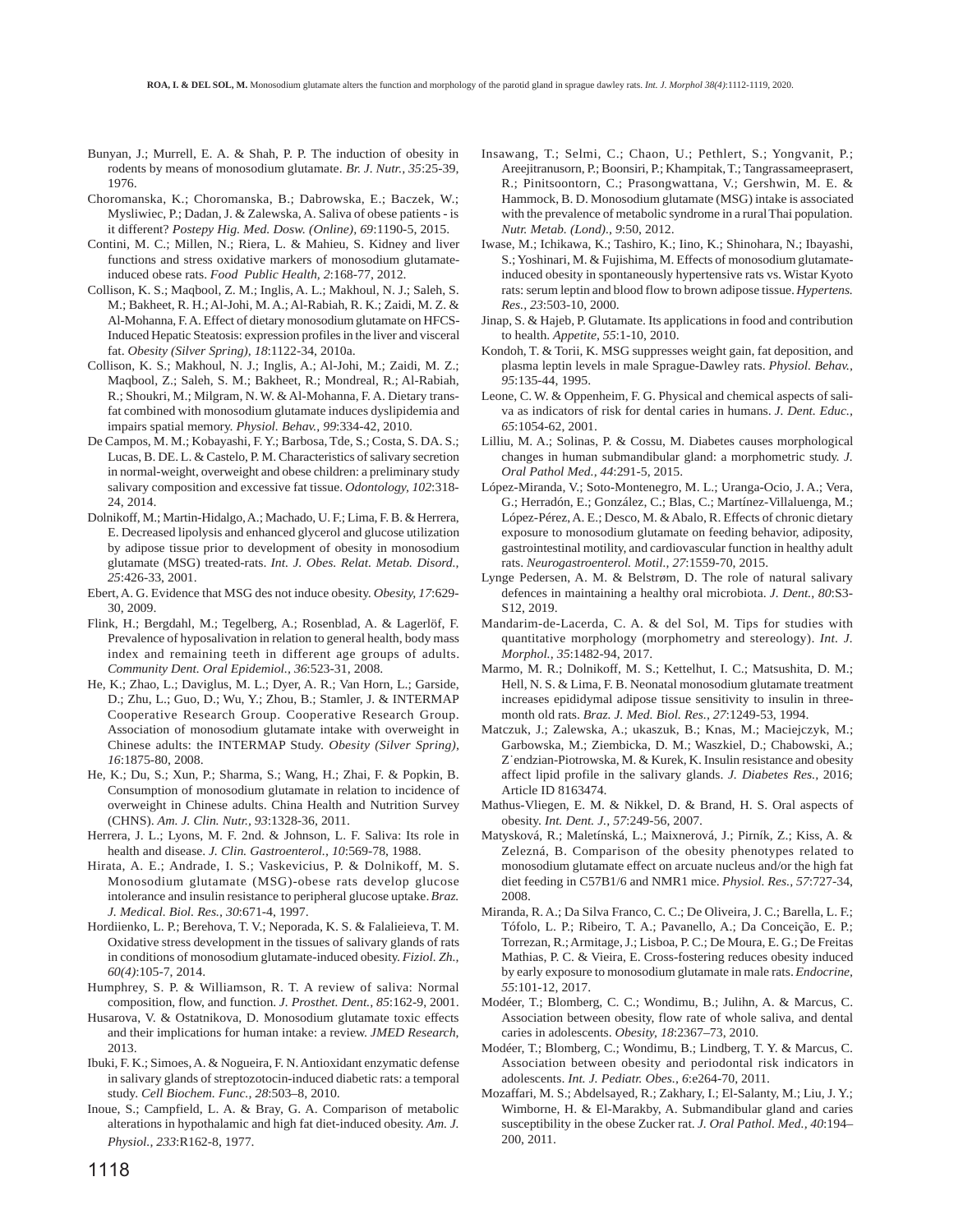Bunyan, J.; Murrell, E. A. & Shah, P. P. The induction of obesity in rodents by means of monosodium glutamate. *Br. J. Nutr., 35*:25-39, 1976.

Choromanska, K.; Choromanska, B.; Dabrowska, E.; Baczek, W.; Mysliwiec, P.; Dadan, J. & Zalewska, A. Saliva of obese patients - is it different? *Postepy Hig. Med. Dosw. (Online), 69*:1190-5, 2015.

Contini, M. C.; Millen, N.; Riera, L. & Mahieu, S. Kidney and liver functions and stress oxidative markers of monosodium glutamate-induced obese rats. *Food Public Health, 2*:168-77, 2012.

Collison, K. S.; Maqbool, Z. M.; Inglis, A. L.; Makhoul, N. J.; Saleh, S. M.; Bakheet, R. H.; Al-Johi, M. A.; Al-Rabiah, R. K.; Zaidi, M. Z. & Al-Mohanna, F. A. Effect of dietary monosodium glutamate on HFCS-Induced Hepatic Steatosis: expression profiles in the liver and visceral fat. *Obesity (Silver Spring), 18*:1122-34, 2010a.

Collison, K. S.; Makhoul, N. J.; Inglis, A.; Al-Johi, M.; Zaidi, M. Z.; Maqbool, Z.; Saleh, S. M.; Bakheet, R.; Mondreal, R.; Al-Rabiah, R.; Shoukri, M.; Milgram, N. W. & Al-Mohanna, F. A. Dietary trans-fat combined with monosodium glutamate induces dyslipidemia and impairs spatial memory. *Physiol. Behav., 99*:334-42, 2010.

De Campos, M. M.; Kobayashi, F. Y.; Barbosa, Tde, S.; Costa, S. DA. S.; Lucas, B. DE. L. & Castelo, P. M. Characteristics of salivary secretion in normal-weight, overweight and obese children: a preliminary study salivary composition and excessive fat tissue. *Odontology, 102*:318-24, 2014.

Dolnikoff, M.; Martin-Hidalgo, A.; Machado, U. F.; Lima, F. B. & Herrera, E. Decreased lipolysis and enhanced glycerol and glucose utilization by adipose tissue prior to development of obesity in monosodium glutamate (MSG) treated-rats. *Int. J. Obes. Relat. Metab. Disord., 25*:426-33, 2001.

Ebert, A. G. Evidence that MSG des not induce obesity. *Obesity, 17*:629-30, 2009.

Flink, H.; Bergdahl, M.; Tegelberg, A.; Rosenblad, A. & Lagerlöf, F. Prevalence of hyposalivation in relation to general health, body mass index and remaining teeth in different age groups of adults. *Community Dent. Oral Epidemiol., 36*:523-31, 2008.

He, K.; Zhao, L.; Daviglus, M. L.; Dyer, A. R.; Van Horn, L.; Garside, D.; Zhu, L.; Guo, D.; Wu, Y.; Zhou, B.; Stamler, J. & INTERMAP Cooperative Research Group. Cooperative Research Group. Association of monosodium glutamate intake with overweight in Chinese adults: the INTERMAP Study. *Obesity (Silver Spring), 16*:1875-80, 2008.

He, K.; Du, S.; Xun, P.; Sharma, S.; Wang, H.; Zhai, F. & Popkin, B. Consumption of monosodium glutamate in relation to incidence of overweight in Chinese adults. China Health and Nutrition Survey (CHNS). *Am. J. Clin. Nutr., 93*:1328-36, 2011.

Herrera, J. L.; Lyons, M. F. 2nd. & Johnson, L. F. Saliva: Its role in health and disease. *J. Clin. Gastroenterol., 10*:569-78, 1988.

Hirata, A. E.; Andrade, I. S.; Vaskevicius, P. & Dolnikoff, M. S. Monosodium glutamate (MSG)-obese rats develop glucose intolerance and insulin resistance to peripheral glucose uptake. *Braz. J. Medical. Biol. Res., 30*:671-4, 1997.

Hordiienko, L. P.; Berehova, T. V.; Neporada, K. S. & Falalieieva, T. M. Oxidative stress development in the tissues of salivary glands of rats in conditions of monosodium glutamate-induced obesity. *Fiziol. Zh., 60(4)*:105-7, 2014.

Humphrey, S. P. & Williamson, R. T. A review of saliva: Normal composition, flow, and function. *J. Prosthet. Dent., 85*:162-9, 2001.

Husarova, V. & Ostatnikova, D. Monosodium glutamate toxic effects and their implications for human intake: a review. *JMED Research*, 2013.

Ibuki, F. K.; Simoes, A. & Nogueira, F. N. Antioxidant enzymatic defense in salivary glands of streptozotocin-induced diabetic rats: a temporal study. *Cell Biochem. Func., 28*:503–8, 2010.

Inoue, S.; Campfield, L. A. & Bray, G. A. Comparison of metabolic alterations in hypothalamic and high fat diet-induced obesity. *Am. J. Physiol., 233*:R162-8, 1977.

Insawang, T.; Selmi, C.; Chaon, U.; Pethlert, S.; Yongvanit, P.; Areejitranusorn, P.; Boonsiri, P.; Khampitak, T.; Tangrassameeprasert, R.; Pinitsoontorn, C.; Prasongwattana, V.; Gershwin, M. E. & Hammock, B. D. Monosodium glutamate (MSG) intake is associated with the prevalence of metabolic syndrome in a rural Thai population. *Nutr. Metab. (Lond)., 9*:50, 2012.

Iwase, M.; Ichikawa, K.; Tashiro, K.; Iino, K.; Shinohara, N.; Ibayashi, S.; Yoshinari, M. & Fujishima, M. Effects of monosodium glutamate-induced obesity in spontaneously hypertensive rats vs. Wistar Kyoto rats: serum leptin and blood flow to brown adipose tissue. *Hypertens. Res., 23*:503-10, 2000.

Jinap, S. & Hajeb, P. Glutamate. Its applications in food and contribution to health. *Appetite, 55*:1-10, 2010.

Kondoh, T. & Torii, K. MSG suppresses weight gain, fat deposition, and plasma leptin levels in male Sprague-Dawley rats. *Physiol. Behav., 95*:135-44, 1995.

Leone, C. W. & Oppenheim, F. G. Physical and chemical aspects of saliva as indicators of risk for dental caries in humans. *J. Dent. Educ., 65*:1054-62, 2001.

Lilliu, M. A.; Solinas, P. & Cossu, M. Diabetes causes morphological changes in human submandibular gland: a morphometric study. *J. Oral Pathol Med., 44*:291-5, 2015.

López-Miranda, V.; Soto-Montenegro, M. L.; Uranga-Ocio, J. A.; Vera, G.; Herradón, E.; González, C.; Blas, C.; Martínez-Villaluenga, M.; López-Pérez, A. E.; Desco, M. & Abalo, R. Effects of chronic dietary exposure to monosodium glutamate on feeding behavior, adiposity, gastrointestinal motility, and cardiovascular function in healthy adult rats. *Neurogastroenterol. Motil., 27*:1559-70, 2015.

Lynge Pedersen, A. M. & Belstrøm, D. The role of natural salivary defences in maintaining a healthy oral microbiota. *J. Dent., 80*:S3-S12, 2019.

Mandarim-de-Lacerda, C. A. & del Sol, M. Tips for studies with quantitative morphology (morphometry and stereology). *Int. J. Morphol., 35*:1482-94, 2017.

Marmo, M. R.; Dolnikoff, M. S.; Kettelhut, I. C.; Matsushita, D. M.; Hell, N. S. & Lima, F. B. Neonatal monosodium glutamate treatment increases epididymal adipose tissue sensitivity to insulin in three-month old rats. *Braz. J. Med. Biol. Res., 27*:1249-53, 1994.

Matczuk, J.; Zalewska, A.; ukaszuk, B.; Knas, M.; Maciejczyk, M.; Garbowska, M.; Ziembicka, D. M.; Waszkiel, D.; Chabowski, A.; Z˙endzian-Piotrowska, M. & Kurek, K. Insulin resistance and obesity affect lipid profile in the salivary glands. *J. Diabetes Res.*, 2016; Article ID 8163474.

Mathus-Vliegen, E. M. & Nikkel, D. & Brand, H. S. Oral aspects of obesity. *Int. Dent. J., 57*:249-56, 2007.

Matysková, R.; Maletínská, L.; Maixnerová, J.; Pirník, Z.; Kiss, A. & Zelezná, B. Comparison of the obesity phenotypes related to monosodium glutamate effect on arcuate nucleus and/or the high fat diet feeding in C57B1/6 and NMR1 mice. *Physiol. Res., 57*:727-34, 2008.

Miranda, R. A.; Da Silva Franco, C. C.; De Oliveira, J. C.; Barella, L. F.; Tófolo, L. P.; Ribeiro, T. A.; Pavanello, A.; Da Conceição, E. P.; Torrezan, R.; Armitage, J.; Lisboa, P. C.; De Moura, E. G.; De Freitas Mathias, P. C. & Vieira, E. Cross-fostering reduces obesity induced by early exposure to monosodium glutamate in male rats. *Endocrine, 55*:101-12, 2017.

Modéer, T.; Blomberg, C. C.; Wondimu, B.; Julihn, A. & Marcus, C. Association between obesity, flow rate of whole saliva, and dental caries in adolescents. *Obesity, 18*:2367–73, 2010.

Modéer, T.; Blomberg, C.; Wondimu, B.; Lindberg, T. Y. & Marcus, C. Association between obesity and periodontal risk indicators in adolescents. *Int. J. Pediatr. Obes., 6*:e264-70, 2011.

Mozaffari, M. S.; Abdelsayed, R.; Zakhary, I.; El-Salanty, M.; Liu, J. Y.; Wimborne, H. & El-Marakby, A. Submandibular gland and caries susceptibility in the obese Zucker rat. *J. Oral Pathol. Med., 40*:194–200, 2011.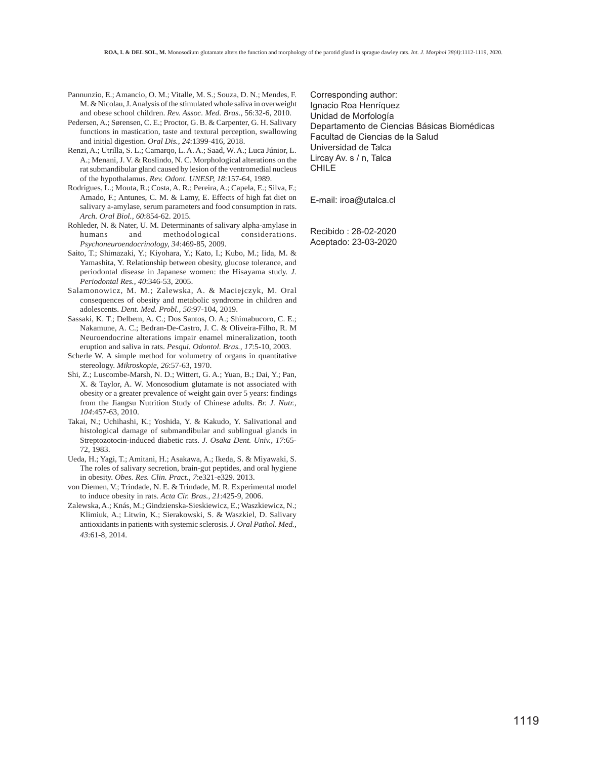Pannunzio, E.; Amancio, O. M.; Vitalle, M. S.; Souza, D. N.; Mendes, F. M. & Nicolau, J. Analysis of the stimulated whole saliva in overweight and obese school children. *Rev. Assoc. Med. Bras.*, 56:32-6, 2010.

Pedersen, A.; Sørensen, C. E.; Proctor, G. B. & Carpenter, G. H. Salivary functions in mastication, taste and textural perception, swallowing and initial digestion. *Oral Dis., 24*:1399-416, 2018.

Renzi, A.; Utrilla, S. L.; Camarqo, L. A. A.; Saad, W. A.; Luca Júnior, L. A.; Menani, J. V. & Roslindo, N. C. Morphological alterations on the rat submandibular gland caused by lesion of the ventromedial nucleus of the hypothalamus. *Rev. Odont. UNESP, 18*:157-64, 1989.

Rodrigues, L.; Mouta, R.; Costa, A. R.; Pereira, A.; Capela, E.; Silva, F.; Amado, F.; Antunes, C. M. & Lamy, E. Effects of high fat diet on salivary a-amylase, serum parameters and food consumption in rats. *Arch. Oral Biol., 60*:854-62. 2015.

Rohleder, N. & Nater, U. M. Determinants of salivary alpha-amylase in humans and methodological considerations. *Psychoneuroendocrinology, 34*:469-85, 2009.

Saito, T.; Shimazaki, Y.; Kiyohara, Y.; Kato, I.; Kubo, M.; Iida, M. & Yamashita, Y. Relationship between obesity, glucose tolerance, and periodontal disease in Japanese women: the Hisayama study. *J. Periodontal Res., 40*:346-53, 2005.

Salamonowicz, M. M.; Zalewska, A. & Maciejczyk, M. Oral consequences of obesity and metabolic syndrome in children and adolescents. *Dent. Med. Probl., 56*:97-104, 2019.

Sassaki, K. T.; Delbem, A. C.; Dos Santos, O. A.; Shimabucoro, C. E.; Nakamune, A. C.; Bedran-De-Castro, J. C. & Oliveira-Filho, R. M Neuroendocrine alterations impair enamel mineralization, tooth eruption and saliva in rats. *Pesqui. Odontol. Bras., 17*:5-10, 2003.

Scherle W. A simple method for volumetry of organs in quantitative stereology. *Mikroskopie, 26*:57-63, 1970.

Shi, Z.; Luscombe-Marsh, N. D.; Wittert, G. A.; Yuan, B.; Dai, Y.; Pan, X. & Taylor, A. W. Monosodium glutamate is not associated with obesity or a greater prevalence of weight gain over 5 years: findings from the Jiangsu Nutrition Study of Chinese adults. *Br. J. Nutr., 104*:457-63, 2010.

Takai, N.; Uchihashi, K.; Yoshida, Y. & Kakudo, Y. Salivational and histological damage of submandibular and sublingual glands in Streptozotocin-induced diabetic rats. *J. Osaka Dent. Univ., 17*:65-72, 1983.

Ueda, H.; Yagi, T.; Amitani, H.; Asakawa, A.; Ikeda, S. & Miyawaki, S. The roles of salivary secretion, brain-gut peptides, and oral hygiene in obesity. *Obes. Res. Clin. Pract., 7*:e321-e329. 2013.

von Diemen, V.; Trindade, N. E. & Trindade, M. R. Experimental model to induce obesity in rats. *Acta Cir. Bras., 21*:425-9, 2006.

Zalewska, A.; Knás, M.; Gindzienska-Sieskiewicz, E.; Waszkiewicz, N.; Klimiuk, A.; Litwin, K.; Sierakowski, S. & Waszkiel, D. Salivary antioxidants in patients with systemic sclerosis. *J. Oral Pathol. Med., 43*:61-8, 2014.

Corresponding author:
Ignacio Roa Henríquez
Unidad de Morfología
Departamento de Ciencias Básicas Biomédicas
Facultad de Ciencias de la Salud
Universidad de Talca
Lircay Av. s / n, Talca
CHILE

E-mail: iroa@utalca.cl

Recibido : 28-02-2020
Aceptado: 23-03-2020